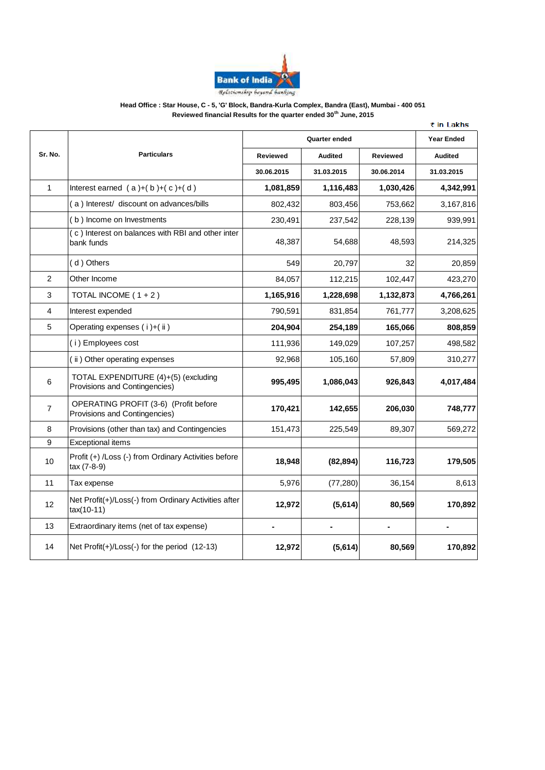Bank of India

*Relationship beyond banking*

**Head Office : Star House, C - 5, 'G' Block, Bandra-Kurla Complex, Bandra (East), Mumbai - 400 051**

**Reviewed financial Results for the quarter ended 30th June, 2015**

₹ in Lakhs

| Sr. No. | Particulars | Quarter ended | | | Year Ended |
|---|---|---|---|---|---|
| | | Reviewed | Audited | Reviewed | Audited |
| | | 30.06.2015 | 31.03.2015 | 30.06.2014 | 31.03.2015 |
| 1 | Interest earned ( a )+( b )+( c )+( d ) | **1,081,859** | **1,116,483** | **1,030,426** | **4,342,991** |
| | ( a ) Interest/ discount on advances/bills | 802,432 | 803,456 | 753,662 | 3,167,816 |
| | ( b ) Income on Investments | 230,491 | 237,542 | 228,139 | 939,991 |
| | ( c ) Interest on balances with RBI and other inter bank funds | 48,387 | 54,688 | 48,593 | 214,325 |
| | ( d ) Others | 549 | 20,797 | 32 | 20,859 |
| 2 | Other Income | 84,057 | 112,215 | 102,447 | 423,270 |
| 3 | TOTAL INCOME ( 1 + 2 ) | **1,165,916** | **1,228,698** | **1,132,873** | **4,766,261** |
| 4 | Interest expended | 790,591 | 831,854 | 761,777 | 3,208,625 |
| 5 | Operating expenses ( i )+( ii ) | **204,904** | **254,189** | **165,066** | **808,859** |
| | ( i ) Employees cost | 111,936 | 149,029 | 107,257 | 498,582 |
| | ( ii ) Other operating expenses | 92,968 | 105,160 | 57,809 | 310,277 |
| 6 | TOTAL EXPENDITURE (4)+(5) (excluding Provisions and Contingencies) | **995,495** | **1,086,043** | **926,843** | **4,017,484** |
| 7 | OPERATING PROFIT (3-6) (Profit before Provisions and Contingencies) | **170,421** | **142,655** | **206,030** | **748,777** |
| 8 | Provisions (other than tax) and Contingencies | 151,473 | 225,549 | 89,307 | 569,272 |
| 9 | Exceptional items | | | | |
| 10 | Profit (+) /Loss (-) from Ordinary Activities before tax (7-8-9) | **18,948** | **(82,894)** | **116,723** | **179,505** |
| 11 | Tax expense | 5,976 | (77,280) | 36,154 | 8,613 |
| 12 | Net Profit(+)/Loss(-) from Ordinary Activities after tax(10-11) | **12,972** | **(5,614)** | **80,569** | **170,892** |
| 13 | Extraordinary items (net of tax expense) | **-** | **-** | **-** | **-** |
| 14 | Net Profit(+)/Loss(-) for the period (12-13) | **12,972** | **(5,614)** | **80,569** | **170,892** |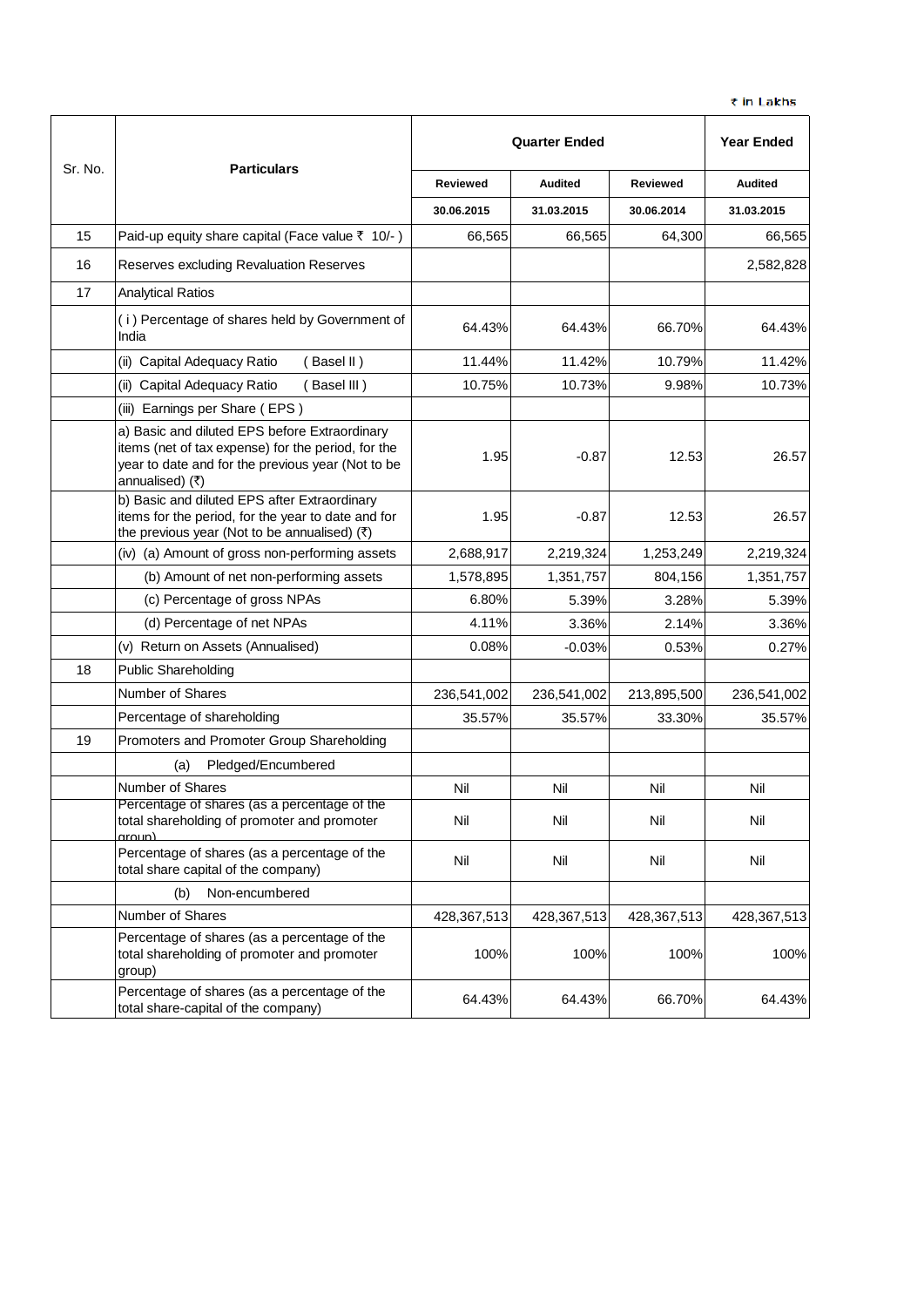₹ in Lakhs

| Sr. No. | Particulars | Quarter Ended | | | Year Ended |
|---|---|---|---|---|---|
| | | Reviewed | Audited | Reviewed | Audited |
| | | 30.06.2015 | 31.03.2015 | 30.06.2014 | 31.03.2015 |
| 15 | Paid-up equity share capital (Face value ₹ 10/- ) | 66,565 | 66,565 | 64,300 | 66,565 |
| 16 | Reserves excluding Revaluation Reserves | | | | 2,582,828 |
| 17 | Analytical Ratios | | | | |
| | ( i ) Percentage of shares held by Government of India | 64.43% | 64.43% | 66.70% | 64.43% |
| | (ii) Capital Adequacy Ratio ( Basel II ) | 11.44% | 11.42% | 10.79% | 11.42% |
| | (ii) Capital Adequacy Ratio ( Basel III ) | 10.75% | 10.73% | 9.98% | 10.73% |
| | (iii) Earnings per Share ( EPS ) | | | | |
| | a) Basic and diluted EPS before Extraordinary items (net of tax expense) for the period, for the year to date and for the previous year (Not to be annualised) (₹) | 1.95 | -0.87 | 12.53 | 26.57 |
| | b) Basic and diluted EPS after Extraordinary items for the period, for the year to date and for the previous year (Not to be annualised) (₹) | 1.95 | -0.87 | 12.53 | 26.57 |
| | (iv) (a) Amount of gross non-performing assets | 2,688,917 | 2,219,324 | 1,253,249 | 2,219,324 |
| | (b) Amount of net non-performing assets | 1,578,895 | 1,351,757 | 804,156 | 1,351,757 |
| | (c) Percentage of gross NPAs | 6.80% | 5.39% | 3.28% | 5.39% |
| | (d) Percentage of net NPAs | 4.11% | 3.36% | 2.14% | 3.36% |
| | (v) Return on Assets (Annualised) | 0.08% | -0.03% | 0.53% | 0.27% |
| 18 | Public Shareholding | | | | |
| | Number of Shares | 236,541,002 | 236,541,002 | 213,895,500 | 236,541,002 |
| | Percentage of shareholding | 35.57% | 35.57% | 33.30% | 35.57% |
| 19 | Promoters and Promoter Group Shareholding | | | | |
| | (a) Pledged/Encumbered | | | | |
| | Number of Shares | Nil | Nil | Nil | Nil |
| | Percentage of shares (as a percentage of the total shareholding of promoter and promoter group) | Nil | Nil | Nil | Nil |
| | Percentage of shares (as a percentage of the total share capital of the company) | Nil | Nil | Nil | Nil |
| | (b) Non-encumbered | | | | |
| | Number of Shares | 428,367,513 | 428,367,513 | 428,367,513 | 428,367,513 |
| | Percentage of shares (as a percentage of the total shareholding of promoter and promoter group) | 100% | 100% | 100% | 100% |
| | Percentage of shares (as a percentage of the total share-capital of the company) | 64.43% | 64.43% | 66.70% | 64.43% |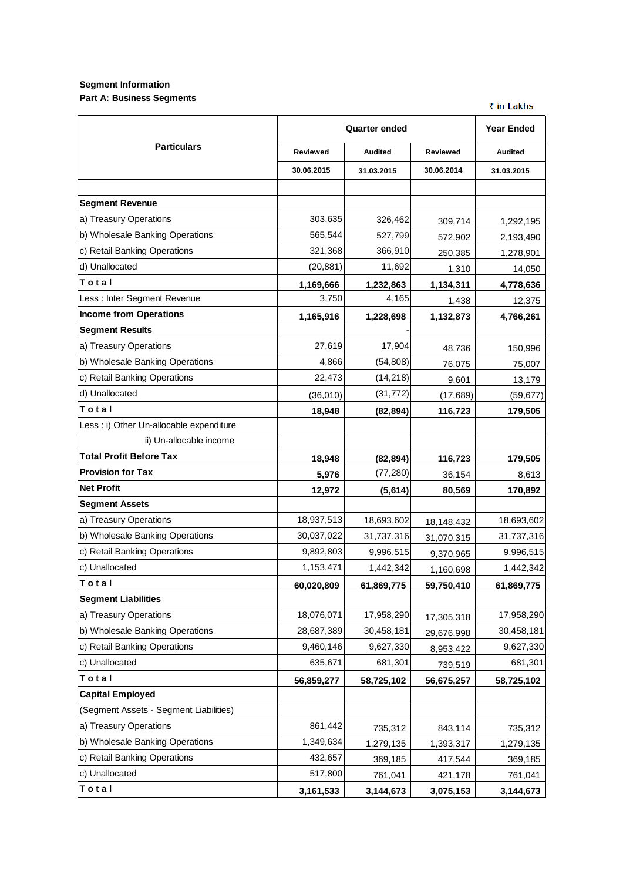**Segment Information**

**Part A: Business Segments**

₹ in Lakhs

| Particulars | Quarter ended | | | Year Ended |
|---|---|---|---|---|
| | Reviewed | Audited | Reviewed | Audited |
| | 30.06.2015 | 31.03.2015 | 30.06.2014 | 31.03.2015 |
| | | | | |
| **Segment Revenue** | | | | |
| a) Treasury Operations | 303,635 | 326,462 | 309,714 | 1,292,195 |
| b) Wholesale Banking Operations | 565,544 | 527,799 | 572,902 | 2,193,490 |
| c) Retail Banking Operations | 321,368 | 366,910 | 250,385 | 1,278,901 |
| d) Unallocated | (20,881) | 11,692 | 1,310 | 14,050 |
| **T o t a l** | **1,169,666** | **1,232,863** | **1,134,311** | **4,778,636** |
| Less : Inter Segment Revenue | 3,750 | 4,165 | 1,438 | 12,375 |
| **Income from Operations** | **1,165,916** | **1,228,698** | **1,132,873** | **4,766,261** |
| **Segment Results** | | - | | |
| a) Treasury Operations | 27,619 | 17,904 | 48,736 | 150,996 |
| b) Wholesale Banking Operations | 4,866 | (54,808) | 76,075 | 75,007 |
| c) Retail Banking Operations | 22,473 | (14,218) | 9,601 | 13,179 |
| d) Unallocated | (36,010) | (31,772) | (17,689) | (59,677) |
| **T o t a l** | **18,948** | **(82,894)** | **116,723** | **179,505** |
| Less : i) Other Un-allocable expenditure | | | | |
| ii) Un-allocable income | | | | |
| **Total Profit Before Tax** | **18,948** | **(82,894)** | **116,723** | **179,505** |
| **Provision for Tax** | **5,976** | (77,280) | 36,154 | 8,613 |
| **Net Profit** | **12,972** | **(5,614)** | **80,569** | **170,892** |
| **Segment Assets** | | | | |
| a) Treasury Operations | 18,937,513 | 18,693,602 | 18,148,432 | 18,693,602 |
| b) Wholesale Banking Operations | 30,037,022 | 31,737,316 | 31,070,315 | 31,737,316 |
| c) Retail Banking Operations | 9,892,803 | 9,996,515 | 9,370,965 | 9,996,515 |
| c) Unallocated | 1,153,471 | 1,442,342 | 1,160,698 | 1,442,342 |
| **T o t a l** | **60,020,809** | **61,869,775** | **59,750,410** | **61,869,775** |
| **Segment Liabilities** | | | | |
| a) Treasury Operations | 18,076,071 | 17,958,290 | 17,305,318 | 17,958,290 |
| b) Wholesale Banking Operations | 28,687,389 | 30,458,181 | 29,676,998 | 30,458,181 |
| c) Retail Banking Operations | 9,460,146 | 9,627,330 | 8,953,422 | 9,627,330 |
| c) Unallocated | 635,671 | 681,301 | 739,519 | 681,301 |
| **T o t a l** | **56,859,277** | **58,725,102** | **56,675,257** | **58,725,102** |
| **Capital Employed** | | | | |
| (Segment Assets - Segment Liabilities) | | | | |
| a) Treasury Operations | 861,442 | 735,312 | 843,114 | 735,312 |
| b) Wholesale Banking Operations | 1,349,634 | 1,279,135 | 1,393,317 | 1,279,135 |
| c) Retail Banking Operations | 432,657 | 369,185 | 417,544 | 369,185 |
| c) Unallocated | 517,800 | 761,041 | 421,178 | 761,041 |
| **T o t a l** | **3,161,533** | **3,144,673** | **3,075,153** | **3,144,673** |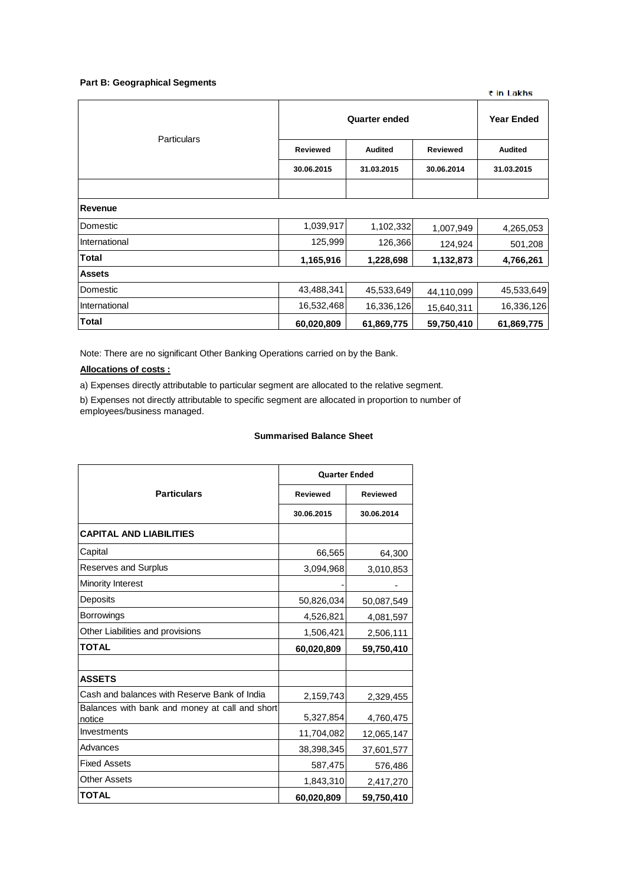**Part B: Geographical Segments**

₹ in Lakhs

| Particulars | Quarter ended | | | Year Ended |
|---|---|---|---|---|
| | Reviewed | Audited | Reviewed | Audited |
| | 30.06.2015 | 31.03.2015 | 30.06.2014 | 31.03.2015 |
| | | | | |
| **Revenue** | | | | |
| Domestic | 1,039,917 | 1,102,332 | 1,007,949 | 4,265,053 |
| International | 125,999 | 126,366 | 124,924 | 501,208 |
| **Total** | **1,165,916** | **1,228,698** | **1,132,873** | **4,766,261** |
| **Assets** | | | | |
| Domestic | 43,488,341 | 45,533,649 | 44,110,099 | 45,533,649 |
| International | 16,532,468 | 16,336,126 | 15,640,311 | 16,336,126 |
| **Total** | **60,020,809** | **61,869,775** | **59,750,410** | **61,869,775** |

Note: There are no significant Other Banking Operations carried on by the Bank.

**Allocations of costs :**

a) Expenses directly attributable to particular segment are allocated to the relative segment.

b) Expenses not directly attributable to specific segment are allocated in proportion to number of employees/business managed.

**Summarised Balance Sheet**

| Particulars | Quarter Ended | |
|---|---|---|
| | Reviewed | Reviewed |
| | 30.06.2015 | 30.06.2014 |
| **CAPITAL AND LIABILITIES** | | |
| Capital | 66,565 | 64,300 |
| Reserves and Surplus | 3,094,968 | 3,010,853 |
| Minority Interest | - | - |
| Deposits | 50,826,034 | 50,087,549 |
| Borrowings | 4,526,821 | 4,081,597 |
| Other Liabilities and provisions | 1,506,421 | 2,506,111 |
| **TOTAL** | **60,020,809** | **59,750,410** |
| | | |
| **ASSETS** | | |
| Cash and balances with Reserve Bank of India | 2,159,743 | 2,329,455 |
| Balances with bank and money at call and short notice | 5,327,854 | 4,760,475 |
| Investments | 11,704,082 | 12,065,147 |
| Advances | 38,398,345 | 37,601,577 |
| Fixed Assets | 587,475 | 576,486 |
| Other Assets | 1,843,310 | 2,417,270 |
| **TOTAL** | **60,020,809** | **59,750,410** |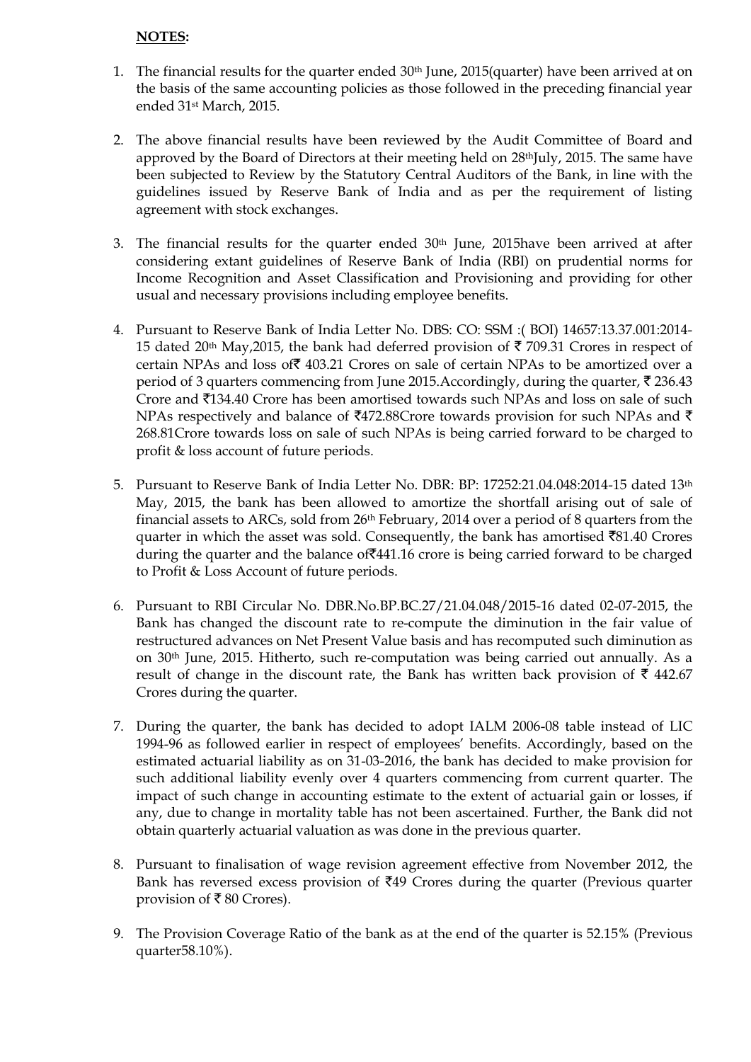**NOTES:**

1. The financial results for the quarter ended 30th June, 2015(quarter) have been arrived at on the basis of the same accounting policies as those followed in the preceding financial year ended 31st March, 2015.

2. The above financial results have been reviewed by the Audit Committee of Board and approved by the Board of Directors at their meeting held on 28thJuly, 2015. The same have been subjected to Review by the Statutory Central Auditors of the Bank, in line with the guidelines issued by Reserve Bank of India and as per the requirement of listing agreement with stock exchanges.

3. The financial results for the quarter ended 30th June, 2015have been arrived at after considering extant guidelines of Reserve Bank of India (RBI) on prudential norms for Income Recognition and Asset Classification and Provisioning and providing for other usual and necessary provisions including employee benefits.

4. Pursuant to Reserve Bank of India Letter No. DBS: CO: SSM :( BOI) 14657:13.37.001:2014-15 dated 20th May,2015, the bank had deferred provision of ₹ 709.31 Crores in respect of certain NPAs and loss of₹ 403.21 Crores on sale of certain NPAs to be amortized over a period of 3 quarters commencing from June 2015.Accordingly, during the quarter, ₹ 236.43 Crore and ₹134.40 Crore has been amortised towards such NPAs and loss on sale of such NPAs respectively and balance of ₹472.88Crore towards provision for such NPAs and ₹ 268.81Crore towards loss on sale of such NPAs is being carried forward to be charged to profit & loss account of future periods.

5. Pursuant to Reserve Bank of India Letter No. DBR: BP: 17252:21.04.048:2014-15 dated 13th May, 2015, the bank has been allowed to amortize the shortfall arising out of sale of financial assets to ARCs, sold from 26th February, 2014 over a period of 8 quarters from the quarter in which the asset was sold. Consequently, the bank has amortised ₹81.40 Crores during the quarter and the balance of₹441.16 crore is being carried forward to be charged to Profit & Loss Account of future periods.

6. Pursuant to RBI Circular No. DBR.No.BP.BC.27/21.04.048/2015-16 dated 02-07-2015, the Bank has changed the discount rate to re-compute the diminution in the fair value of restructured advances on Net Present Value basis and has recomputed such diminution as on 30th June, 2015. Hitherto, such re-computation was being carried out annually. As a result of change in the discount rate, the Bank has written back provision of ₹ 442.67 Crores during the quarter.

7. During the quarter, the bank has decided to adopt IALM 2006-08 table instead of LIC 1994-96 as followed earlier in respect of employees' benefits. Accordingly, based on the estimated actuarial liability as on 31-03-2016, the bank has decided to make provision for such additional liability evenly over 4 quarters commencing from current quarter. The impact of such change in accounting estimate to the extent of actuarial gain or losses, if any, due to change in mortality table has not been ascertained. Further, the Bank did not obtain quarterly actuarial valuation as was done in the previous quarter.

8. Pursuant to finalisation of wage revision agreement effective from November 2012, the Bank has reversed excess provision of ₹49 Crores during the quarter (Previous quarter provision of ₹ 80 Crores).

9. The Provision Coverage Ratio of the bank as at the end of the quarter is 52.15% (Previous quarter58.10%).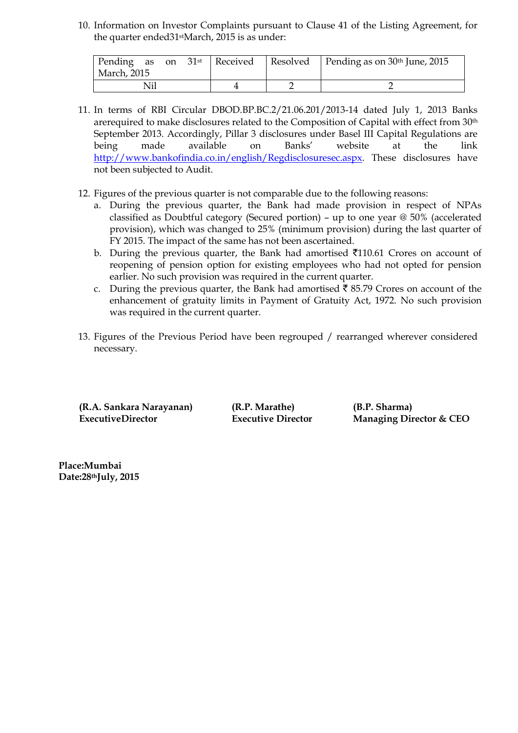10. Information on Investor Complaints pursuant to Clause 41 of the Listing Agreement, for the quarter ended31st March, 2015 is as under:

| Pending as on 31st March, 2015 | Received | Resolved | Pending as on 30th June, 2015 |
|---|---|---|---|
| Nil | 4 | 2 | 2 |

11. In terms of RBI Circular DBOD.BP.BC.2/21.06.201/2013-14 dated July 1, 2013 Banks arerequired to make disclosures related to the Composition of Capital with effect from 30th September 2013. Accordingly, Pillar 3 disclosures under Basel III Capital Regulations are being made available on Banks' website at the link http://www.bankofindia.co.in/english/Regdisclosuresec.aspx. These disclosures have not been subjected to Audit.

12. Figures of the previous quarter is not comparable due to the following reasons:
    a. During the previous quarter, the Bank had made provision in respect of NPAs classified as Doubtful category (Secured portion) – up to one year @ 50% (accelerated provision), which was changed to 25% (minimum provision) during the last quarter of FY 2015. The impact of the same has not been ascertained.
    b. During the previous quarter, the Bank had amortised ₹110.61 Crores on account of reopening of pension option for existing employees who had not opted for pension earlier. No such provision was required in the current quarter.
    c. During the previous quarter, the Bank had amortised ₹ 85.79 Crores on account of the enhancement of gratuity limits in Payment of Gratuity Act, 1972. No such provision was required in the current quarter.

13. Figures of the Previous Period have been regrouped / rearranged wherever considered necessary.

**(R.A. Sankara Narayanan)**
**ExecutiveDirector**

**(R.P. Marathe)**
**Executive Director**

**(B.P. Sharma)**
**Managing Director & CEO**

**Place:Mumbai**
**Date:28thJuly, 2015**